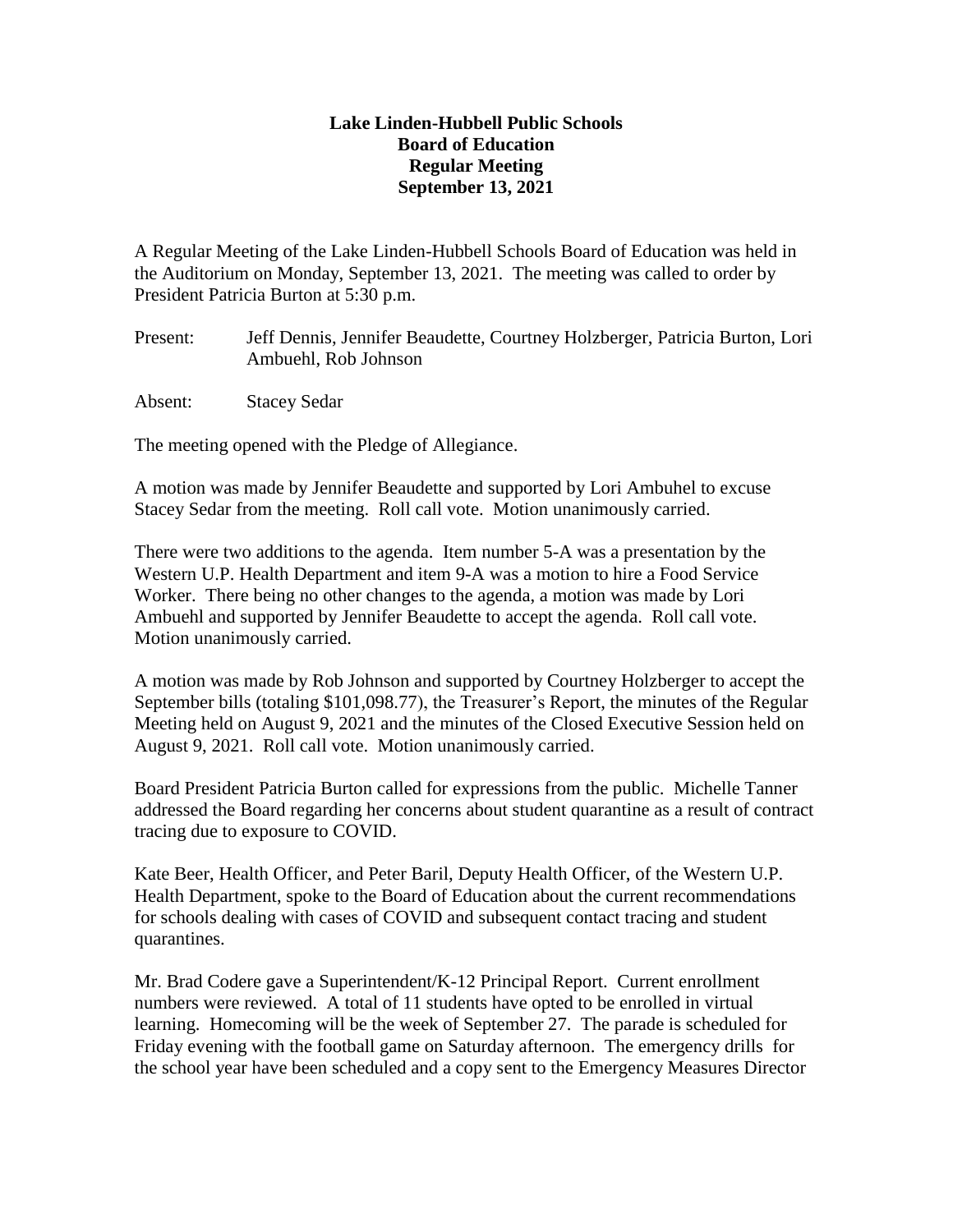**Lake Linden-Hubbell Public Schools**
**Board of Education**
**Regular Meeting**
**September 13, 2021**

A Regular Meeting of the Lake Linden-Hubbell Schools Board of Education was held in the Auditorium on Monday, September 13, 2021. The meeting was called to order by President Patricia Burton at 5:30 p.m.

Present: Jeff Dennis, Jennifer Beaudette, Courtney Holzberger, Patricia Burton, Lori Ambuehl, Rob Johnson

Absent: Stacey Sedar

The meeting opened with the Pledge of Allegiance.

A motion was made by Jennifer Beaudette and supported by Lori Ambuhel to excuse Stacey Sedar from the meeting. Roll call vote. Motion unanimously carried.

There were two additions to the agenda. Item number 5-A was a presentation by the Western U.P. Health Department and item 9-A was a motion to hire a Food Service Worker. There being no other changes to the agenda, a motion was made by Lori Ambuehl and supported by Jennifer Beaudette to accept the agenda. Roll call vote. Motion unanimously carried.

A motion was made by Rob Johnson and supported by Courtney Holzberger to accept the September bills (totaling $101,098.77), the Treasurer's Report, the minutes of the Regular Meeting held on August 9, 2021 and the minutes of the Closed Executive Session held on August 9, 2021. Roll call vote. Motion unanimously carried.

Board President Patricia Burton called for expressions from the public. Michelle Tanner addressed the Board regarding her concerns about student quarantine as a result of contract tracing due to exposure to COVID.

Kate Beer, Health Officer, and Peter Baril, Deputy Health Officer, of the Western U.P. Health Department, spoke to the Board of Education about the current recommendations for schools dealing with cases of COVID and subsequent contact tracing and student quarantines.

Mr. Brad Codere gave a Superintendent/K-12 Principal Report. Current enrollment numbers were reviewed. A total of 11 students have opted to be enrolled in virtual learning. Homecoming will be the week of September 27. The parade is scheduled for Friday evening with the football game on Saturday afternoon. The emergency drills for the school year have been scheduled and a copy sent to the Emergency Measures Director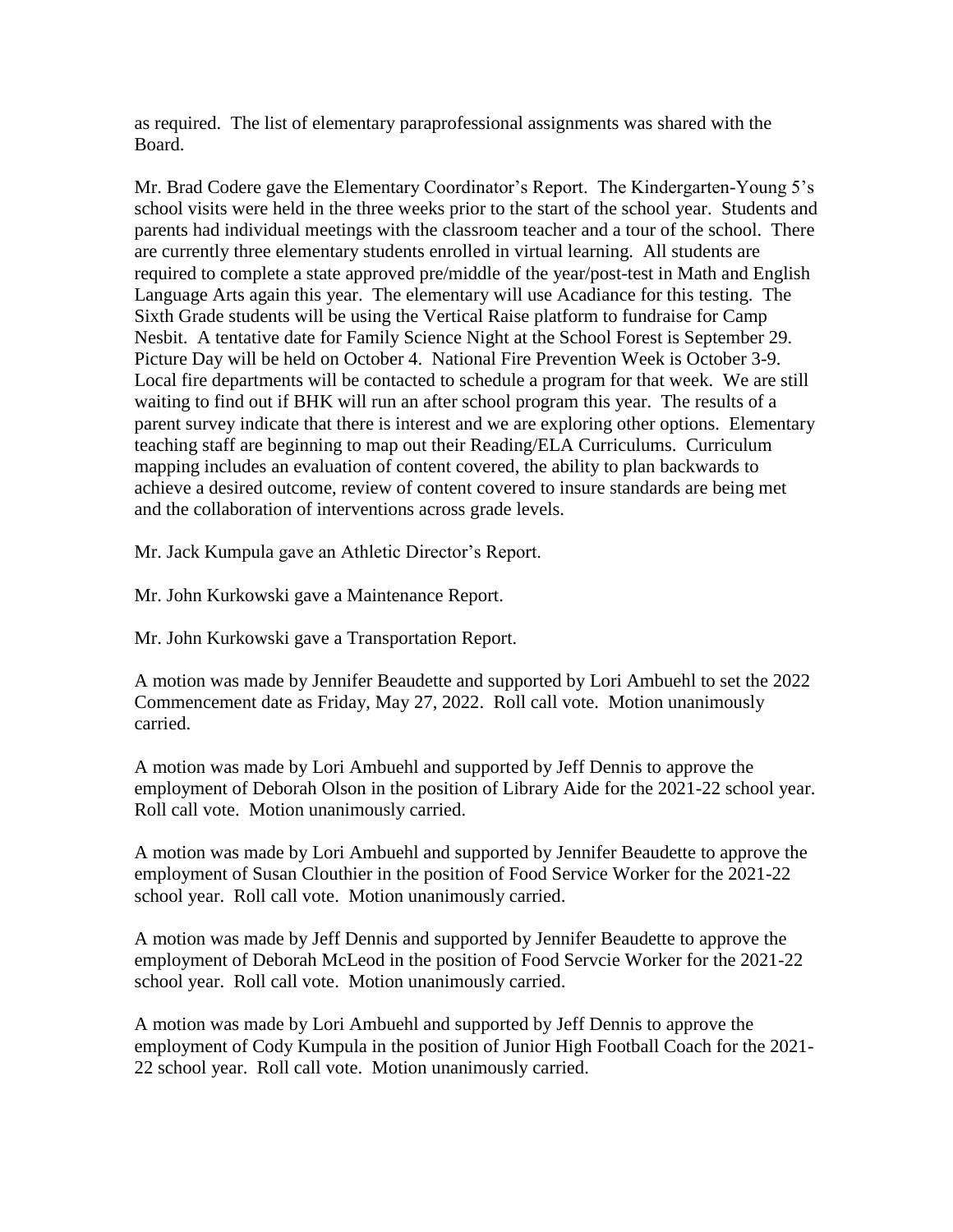as required. The list of elementary paraprofessional assignments was shared with the Board.

Mr. Brad Codere gave the Elementary Coordinator's Report. The Kindergarten-Young 5's school visits were held in the three weeks prior to the start of the school year. Students and parents had individual meetings with the classroom teacher and a tour of the school. There are currently three elementary students enrolled in virtual learning. All students are required to complete a state approved pre/middle of the year/post-test in Math and English Language Arts again this year. The elementary will use Acadiance for this testing. The Sixth Grade students will be using the Vertical Raise platform to fundraise for Camp Nesbit. A tentative date for Family Science Night at the School Forest is September 29. Picture Day will be held on October 4. National Fire Prevention Week is October 3-9. Local fire departments will be contacted to schedule a program for that week. We are still waiting to find out if BHK will run an after school program this year. The results of a parent survey indicate that there is interest and we are exploring other options. Elementary teaching staff are beginning to map out their Reading/ELA Curriculums. Curriculum mapping includes an evaluation of content covered, the ability to plan backwards to achieve a desired outcome, review of content covered to insure standards are being met and the collaboration of interventions across grade levels.

Mr. Jack Kumpula gave an Athletic Director's Report.

Mr. John Kurkowski gave a Maintenance Report.

Mr. John Kurkowski gave a Transportation Report.

A motion was made by Jennifer Beaudette and supported by Lori Ambuehl to set the 2022 Commencement date as Friday, May 27, 2022. Roll call vote. Motion unanimously carried.

A motion was made by Lori Ambuehl and supported by Jeff Dennis to approve the employment of Deborah Olson in the position of Library Aide for the 2021-22 school year. Roll call vote. Motion unanimously carried.

A motion was made by Lori Ambuehl and supported by Jennifer Beaudette to approve the employment of Susan Clouthier in the position of Food Service Worker for the 2021-22 school year. Roll call vote. Motion unanimously carried.

A motion was made by Jeff Dennis and supported by Jennifer Beaudette to approve the employment of Deborah McLeod in the position of Food Servcie Worker for the 2021-22 school year. Roll call vote. Motion unanimously carried.

A motion was made by Lori Ambuehl and supported by Jeff Dennis to approve the employment of Cody Kumpula in the position of Junior High Football Coach for the 2021-22 school year. Roll call vote. Motion unanimously carried.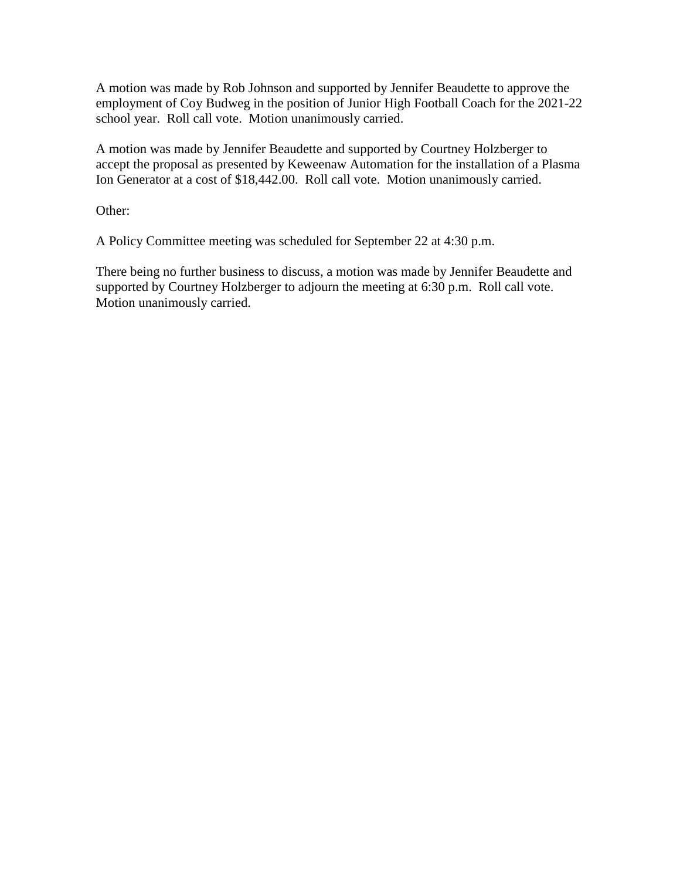A motion was made by Rob Johnson and supported by Jennifer Beaudette to approve the employment of Coy Budweg in the position of Junior High Football Coach for the 2021-22 school year. Roll call vote. Motion unanimously carried.

A motion was made by Jennifer Beaudette and supported by Courtney Holzberger to accept the proposal as presented by Keweenaw Automation for the installation of a Plasma Ion Generator at a cost of $18,442.00. Roll call vote. Motion unanimously carried.

Other:

A Policy Committee meeting was scheduled for September 22 at 4:30 p.m.

There being no further business to discuss, a motion was made by Jennifer Beaudette and supported by Courtney Holzberger to adjourn the meeting at 6:30 p.m. Roll call vote. Motion unanimously carried.